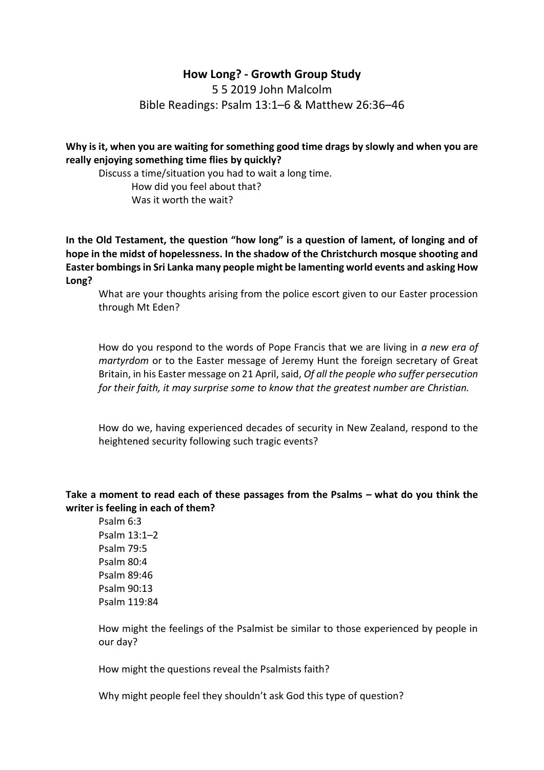# How Long? - Growth Group Study

5 5 2019 John Malcolm

Bible Readings: Psalm 13:1–6 & Matthew 26:36–46

**Why is it, when you are waiting for something good time drags by slowly and when you are really enjoying something time flies by quickly?**

Discuss a time/situation you had to wait a long time.

How did you feel about that?

Was it worth the wait?

**In the Old Testament, the question "how long" is a question of lament, of longing and of hope in the midst of hopelessness. In the shadow of the Christchurch mosque shooting and Easter bombings in Sri Lanka many people might be lamenting world events and asking How Long?**

What are your thoughts arising from the police escort given to our Easter procession through Mt Eden?

How do you respond to the words of Pope Francis that we are living in *a new era of martyrdom* or to the Easter message of Jeremy Hunt the foreign secretary of Great Britain, in his Easter message on 21 April, said, *Of all the people who suffer persecution for their faith, it may surprise some to know that the greatest number are Christian.*

How do we, having experienced decades of security in New Zealand, respond to the heightened security following such tragic events?

**Take a moment to read each of these passages from the Psalms – what do you think the writer is feeling in each of them?**

Psalm 6:3
Psalm 13:1–2
Psalm 79:5
Psalm 80:4
Psalm 89:46
Psalm 90:13
Psalm 119:84

How might the feelings of the Psalmist be similar to those experienced by people in our day?

How might the questions reveal the Psalmists faith?

Why might people feel they shouldn't ask God this type of question?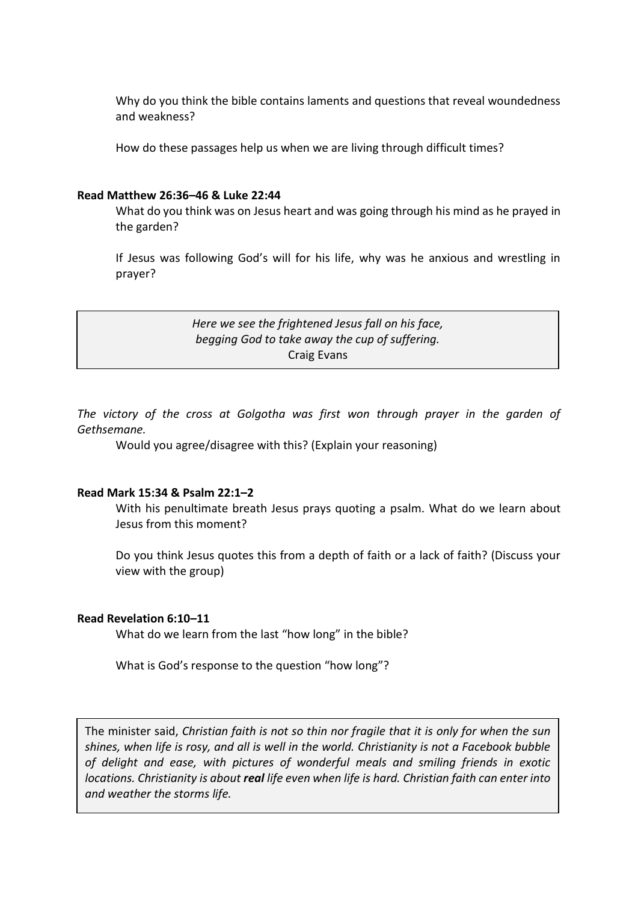Why do you think the bible contains laments and questions that reveal woundedness and weakness?

How do these passages help us when we are living through difficult times?

**Read Matthew 26:36–46 & Luke 22:44**

What do you think was on Jesus heart and was going through his mind as he prayed in the garden?

If Jesus was following God's will for his life, why was he anxious and wrestling in prayer?

> *Here we see the frightened Jesus fall on his face,*
> *begging God to take away the cup of suffering.*
> Craig Evans

*The victory of the cross at Golgotha was first won through prayer in the garden of Gethsemane.*

Would you agree/disagree with this? (Explain your reasoning)

**Read Mark 15:34 & Psalm 22:1–2**

With his penultimate breath Jesus prays quoting a psalm. What do we learn about Jesus from this moment?

Do you think Jesus quotes this from a depth of faith or a lack of faith? (Discuss your view with the group)

**Read Revelation 6:10–11**

What do we learn from the last "how long" in the bible?

What is God's response to the question "how long"?

> The minister said, *Christian faith is not so thin nor fragile that it is only for when the sun shines, when life is rosy, and all is well in the world. Christianity is not a Facebook bubble of delight and ease, with pictures of wonderful meals and smiling friends in exotic locations. Christianity is about **real** life even when life is hard. Christian faith can enter into and weather the storms life.*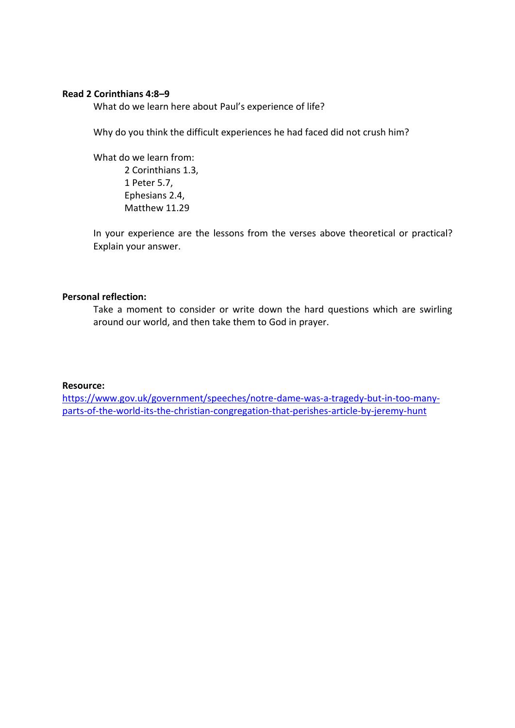**Read 2 Corinthians 4:8–9**

What do we learn here about Paul's experience of life?

Why do you think the difficult experiences he had faced did not crush him?

What do we learn from:

- 2 Corinthians 1.3,
- 1 Peter 5.7,
- Ephesians 2.4,
- Matthew 11.29

In your experience are the lessons from the verses above theoretical or practical? Explain your answer.

**Personal reflection:**

Take a moment to consider or write down the hard questions which are swirling around our world, and then take them to God in prayer.

**Resource:**

https://www.gov.uk/government/speeches/notre-dame-was-a-tragedy-but-in-too-many-parts-of-the-world-its-the-christian-congregation-that-perishes-article-by-jeremy-hunt